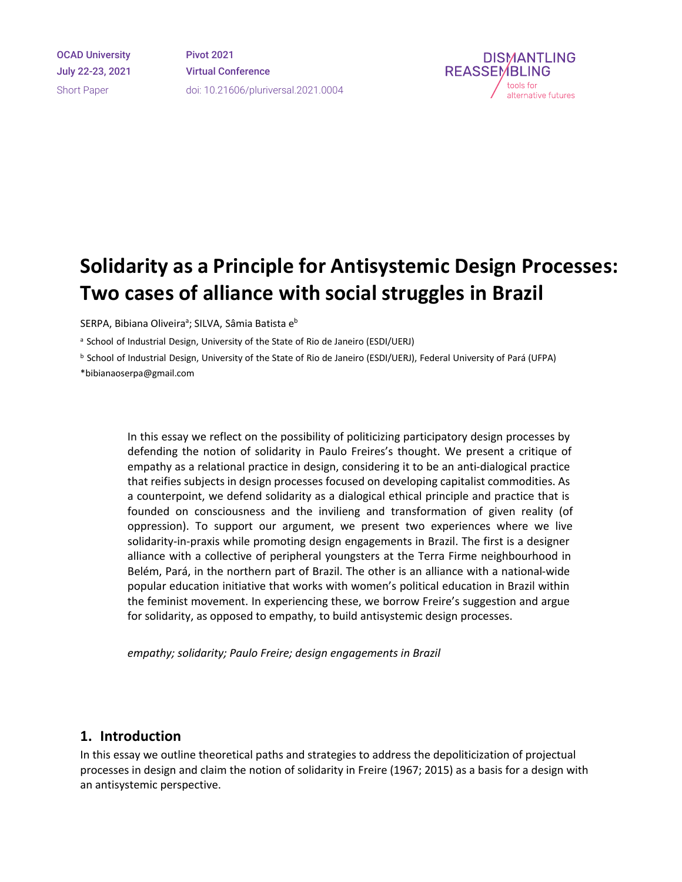OCAD University
July 22-23, 2021
Short Paper

Pivot 2021
Virtual Conference
doi: 10.21606/pluriversal.2021.0004

DISMANTLING
REASSEMBLING
tools for alternative futures

# Solidarity as a Principle for Antisystemic Design Processes: Two cases of alliance with social struggles in Brazil

SERPA, Bibiana Oliveira[a]; SILVA, Sâmia Batista e[b]

[a] School of Industrial Design, University of the State of Rio de Janeiro (ESDI/UERJ)

[b] School of Industrial Design, University of the State of Rio de Janeiro (ESDI/UERJ), Federal University of Pará (UFPA)

*bibianaoserpa@gmail.com

In this essay we reflect on the possibility of politicizing participatory design processes by defending the notion of solidarity in Paulo Freires's thought. We present a critique of empathy as a relational practice in design, considering it to be an anti-dialogical practice that reifies subjects in design processes focused on developing capitalist commodities. As a counterpoint, we defend solidarity as a dialogical ethical principle and practice that is founded on consciousness and the invilieng and transformation of given reality (of oppression). To support our argument, we present two experiences where we live solidarity-in-praxis while promoting design engagements in Brazil. The first is a designer alliance with a collective of peripheral youngsters at the Terra Firme neighbourhood in Belém, Pará, in the northern part of Brazil. The other is an alliance with a national-wide popular education initiative that works with women's political education in Brazil within the feminist movement. In experiencing these, we borrow Freire's suggestion and argue for solidarity, as opposed to empathy, to build antisystemic design processes.

*empathy; solidarity; Paulo Freire; design engagements in Brazil*

## 1. Introduction

In this essay we outline theoretical paths and strategies to address the depoliticization of projectual processes in design and claim the notion of solidarity in Freire (1967; 2015) as a basis for a design with an antisystemic perspective.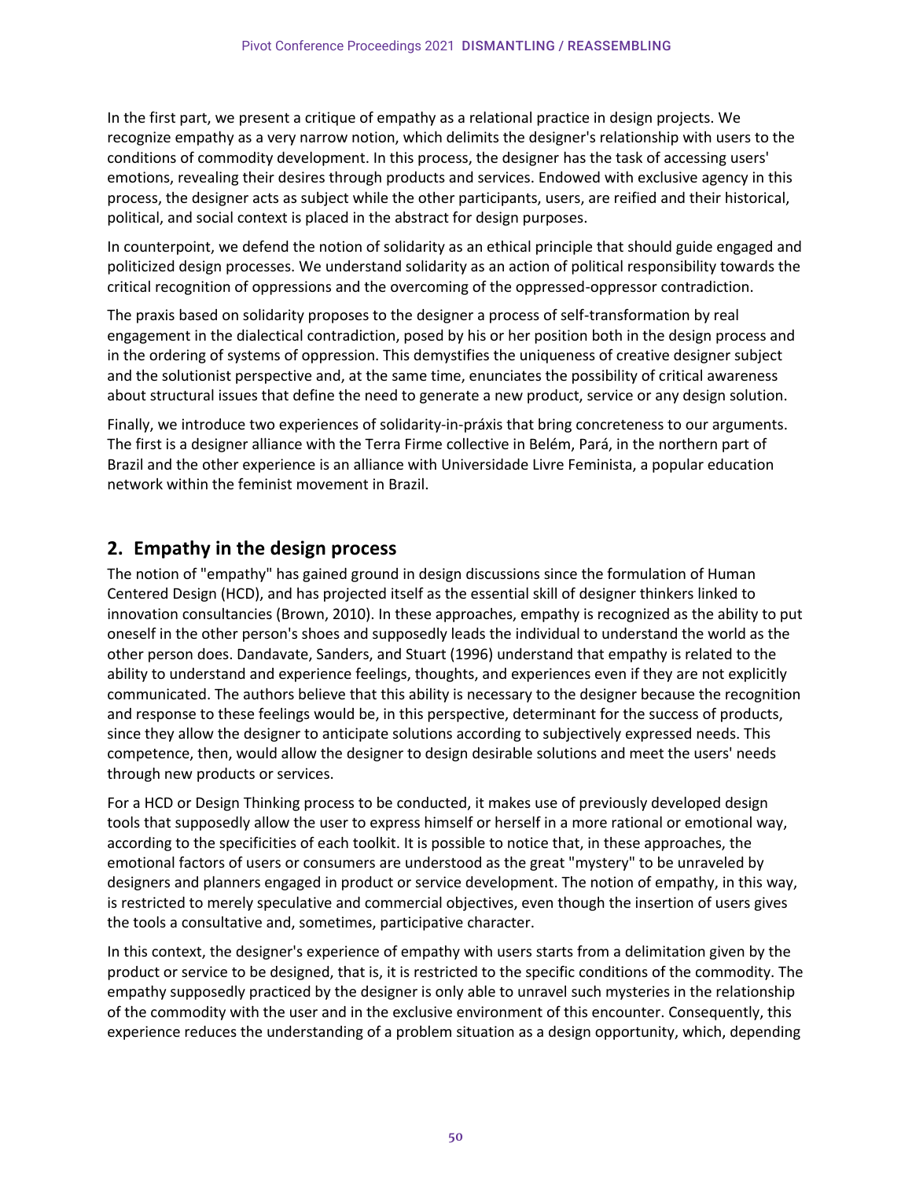In the first part, we present a critique of empathy as a relational practice in design projects. We recognize empathy as a very narrow notion, which delimits the designer's relationship with users to the conditions of commodity development. In this process, the designer has the task of accessing users' emotions, revealing their desires through products and services. Endowed with exclusive agency in this process, the designer acts as subject while the other participants, users, are reified and their historical, political, and social context is placed in the abstract for design purposes.

In counterpoint, we defend the notion of solidarity as an ethical principle that should guide engaged and politicized design processes. We understand solidarity as an action of political responsibility towards the critical recognition of oppressions and the overcoming of the oppressed-oppressor contradiction.

The praxis based on solidarity proposes to the designer a process of self-transformation by real engagement in the dialectical contradiction, posed by his or her position both in the design process and in the ordering of systems of oppression. This demystifies the uniqueness of creative designer subject and the solutionist perspective and, at the same time, enunciates the possibility of critical awareness about structural issues that define the need to generate a new product, service or any design solution.

Finally, we introduce two experiences of solidarity-in-práxis that bring concreteness to our arguments. The first is a designer alliance with the Terra Firme collective in Belém, Pará, in the northern part of Brazil and the other experience is an alliance with Universidade Livre Feminista, a popular education network within the feminist movement in Brazil.

## 2. Empathy in the design process

The notion of "empathy" has gained ground in design discussions since the formulation of Human Centered Design (HCD), and has projected itself as the essential skill of designer thinkers linked to innovation consultancies (Brown, 2010). In these approaches, empathy is recognized as the ability to put oneself in the other person's shoes and supposedly leads the individual to understand the world as the other person does. Dandavate, Sanders, and Stuart (1996) understand that empathy is related to the ability to understand and experience feelings, thoughts, and experiences even if they are not explicitly communicated. The authors believe that this ability is necessary to the designer because the recognition and response to these feelings would be, in this perspective, determinant for the success of products, since they allow the designer to anticipate solutions according to subjectively expressed needs. This competence, then, would allow the designer to design desirable solutions and meet the users' needs through new products or services.

For a HCD or Design Thinking process to be conducted, it makes use of previously developed design tools that supposedly allow the user to express himself or herself in a more rational or emotional way, according to the specificities of each toolkit. It is possible to notice that, in these approaches, the emotional factors of users or consumers are understood as the great "mystery" to be unraveled by designers and planners engaged in product or service development. The notion of empathy, in this way, is restricted to merely speculative and commercial objectives, even though the insertion of users gives the tools a consultative and, sometimes, participative character.

In this context, the designer's experience of empathy with users starts from a delimitation given by the product or service to be designed, that is, it is restricted to the specific conditions of the commodity. The empathy supposedly practiced by the designer is only able to unravel such mysteries in the relationship of the commodity with the user and in the exclusive environment of this encounter. Consequently, this experience reduces the understanding of a problem situation as a design opportunity, which, depending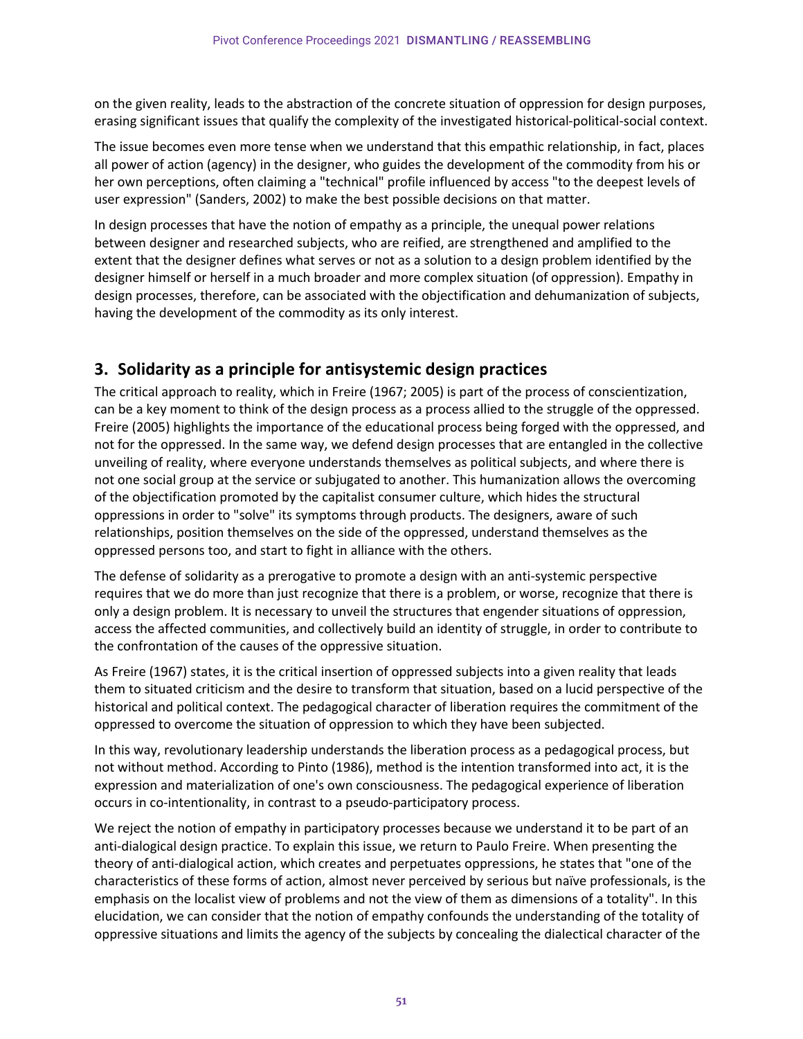on the given reality, leads to the abstraction of the concrete situation of oppression for design purposes, erasing significant issues that qualify the complexity of the investigated historical-political-social context.

The issue becomes even more tense when we understand that this empathic relationship, in fact, places all power of action (agency) in the designer, who guides the development of the commodity from his or her own perceptions, often claiming a "technical" profile influenced by access "to the deepest levels of user expression" (Sanders, 2002) to make the best possible decisions on that matter.

In design processes that have the notion of empathy as a principle, the unequal power relations between designer and researched subjects, who are reified, are strengthened and amplified to the extent that the designer defines what serves or not as a solution to a design problem identified by the designer himself or herself in a much broader and more complex situation (of oppression). Empathy in design processes, therefore, can be associated with the objectification and dehumanization of subjects, having the development of the commodity as its only interest.

## 3. Solidarity as a principle for antisystemic design practices

The critical approach to reality, which in Freire (1967; 2005) is part of the process of conscientization, can be a key moment to think of the design process as a process allied to the struggle of the oppressed. Freire (2005) highlights the importance of the educational process being forged with the oppressed, and not for the oppressed. In the same way, we defend design processes that are entangled in the collective unveiling of reality, where everyone understands themselves as political subjects, and where there is not one social group at the service or subjugated to another. This humanization allows the overcoming of the objectification promoted by the capitalist consumer culture, which hides the structural oppressions in order to "solve" its symptoms through products. The designers, aware of such relationships, position themselves on the side of the oppressed, understand themselves as the oppressed persons too, and start to fight in alliance with the others.

The defense of solidarity as a prerogative to promote a design with an anti-systemic perspective requires that we do more than just recognize that there is a problem, or worse, recognize that there is only a design problem. It is necessary to unveil the structures that engender situations of oppression, access the affected communities, and collectively build an identity of struggle, in order to contribute to the confrontation of the causes of the oppressive situation.

As Freire (1967) states, it is the critical insertion of oppressed subjects into a given reality that leads them to situated criticism and the desire to transform that situation, based on a lucid perspective of the historical and political context. The pedagogical character of liberation requires the commitment of the oppressed to overcome the situation of oppression to which they have been subjected.

In this way, revolutionary leadership understands the liberation process as a pedagogical process, but not without method. According to Pinto (1986), method is the intention transformed into act, it is the expression and materialization of one's own consciousness. The pedagogical experience of liberation occurs in co-intentionality, in contrast to a pseudo-participatory process.

We reject the notion of empathy in participatory processes because we understand it to be part of an anti-dialogical design practice. To explain this issue, we return to Paulo Freire. When presenting the theory of anti-dialogical action, which creates and perpetuates oppressions, he states that "one of the characteristics of these forms of action, almost never perceived by serious but naïve professionals, is the emphasis on the localist view of problems and not the view of them as dimensions of a totality". In this elucidation, we can consider that the notion of empathy confounds the understanding of the totality of oppressive situations and limits the agency of the subjects by concealing the dialectical character of the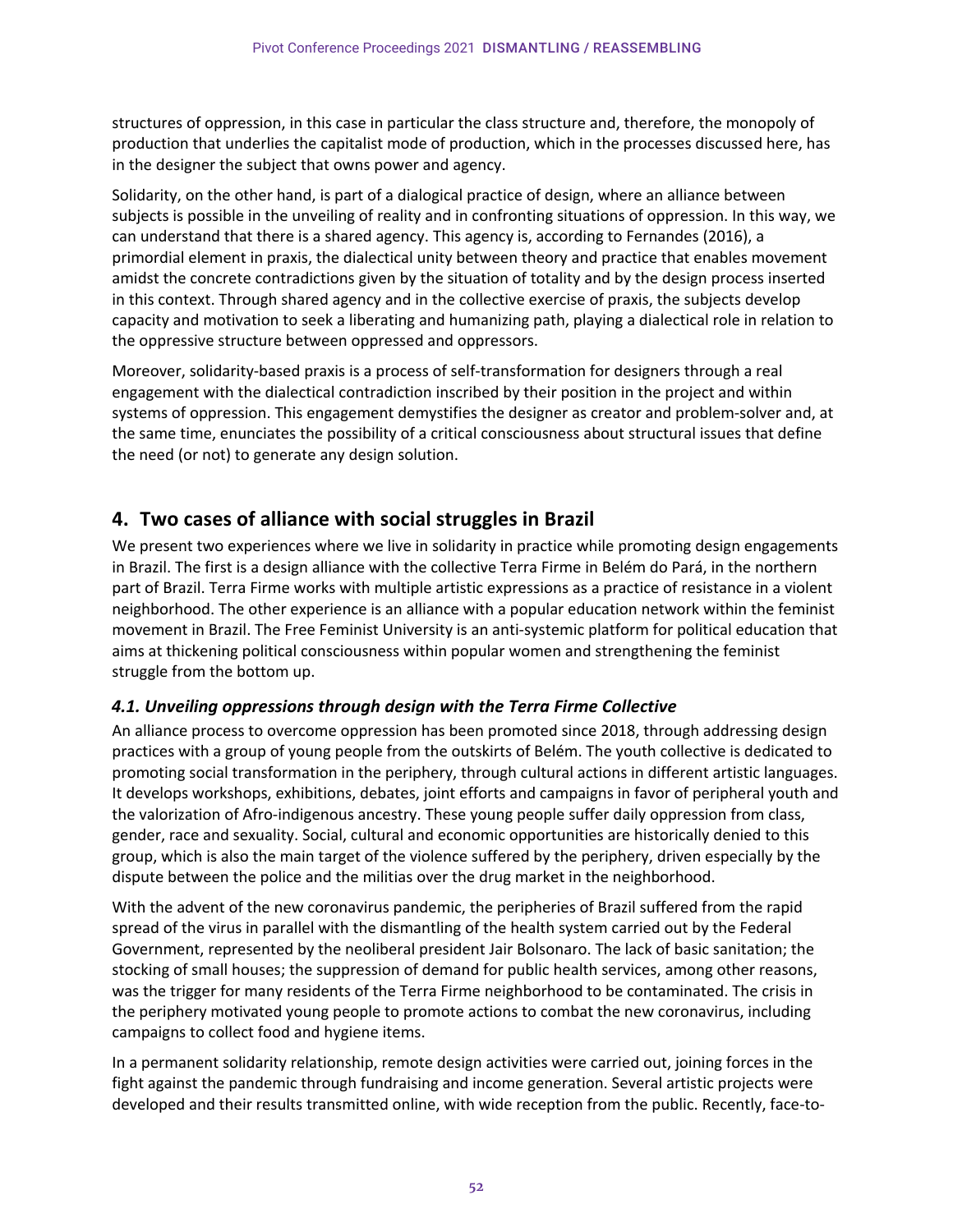structures of oppression, in this case in particular the class structure and, therefore, the monopoly of production that underlies the capitalist mode of production, which in the processes discussed here, has in the designer the subject that owns power and agency.

Solidarity, on the other hand, is part of a dialogical practice of design, where an alliance between subjects is possible in the unveiling of reality and in confronting situations of oppression. In this way, we can understand that there is a shared agency. This agency is, according to Fernandes (2016), a primordial element in praxis, the dialectical unity between theory and practice that enables movement amidst the concrete contradictions given by the situation of totality and by the design process inserted in this context. Through shared agency and in the collective exercise of praxis, the subjects develop capacity and motivation to seek a liberating and humanizing path, playing a dialectical role in relation to the oppressive structure between oppressed and oppressors.

Moreover, solidarity-based praxis is a process of self-transformation for designers through a real engagement with the dialectical contradiction inscribed by their position in the project and within systems of oppression. This engagement demystifies the designer as creator and problem-solver and, at the same time, enunciates the possibility of a critical consciousness about structural issues that define the need (or not) to generate any design solution.

## 4. Two cases of alliance with social struggles in Brazil

We present two experiences where we live in solidarity in practice while promoting design engagements in Brazil. The first is a design alliance with the collective Terra Firme in Belém do Pará, in the northern part of Brazil. Terra Firme works with multiple artistic expressions as a practice of resistance in a violent neighborhood. The other experience is an alliance with a popular education network within the feminist movement in Brazil. The Free Feminist University is an anti-systemic platform for political education that aims at thickening political consciousness within popular women and strengthening the feminist struggle from the bottom up.

### *4.1. Unveiling oppressions through design with the Terra Firme Collective*

An alliance process to overcome oppression has been promoted since 2018, through addressing design practices with a group of young people from the outskirts of Belém. The youth collective is dedicated to promoting social transformation in the periphery, through cultural actions in different artistic languages. It develops workshops, exhibitions, debates, joint efforts and campaigns in favor of peripheral youth and the valorization of Afro-indigenous ancestry. These young people suffer daily oppression from class, gender, race and sexuality. Social, cultural and economic opportunities are historically denied to this group, which is also the main target of the violence suffered by the periphery, driven especially by the dispute between the police and the militias over the drug market in the neighborhood.

With the advent of the new coronavirus pandemic, the peripheries of Brazil suffered from the rapid spread of the virus in parallel with the dismantling of the health system carried out by the Federal Government, represented by the neoliberal president Jair Bolsonaro. The lack of basic sanitation; the stocking of small houses; the suppression of demand for public health services, among other reasons, was the trigger for many residents of the Terra Firme neighborhood to be contaminated. The crisis in the periphery motivated young people to promote actions to combat the new coronavirus, including campaigns to collect food and hygiene items.

In a permanent solidarity relationship, remote design activities were carried out, joining forces in the fight against the pandemic through fundraising and income generation. Several artistic projects were developed and their results transmitted online, with wide reception from the public. Recently, face-to-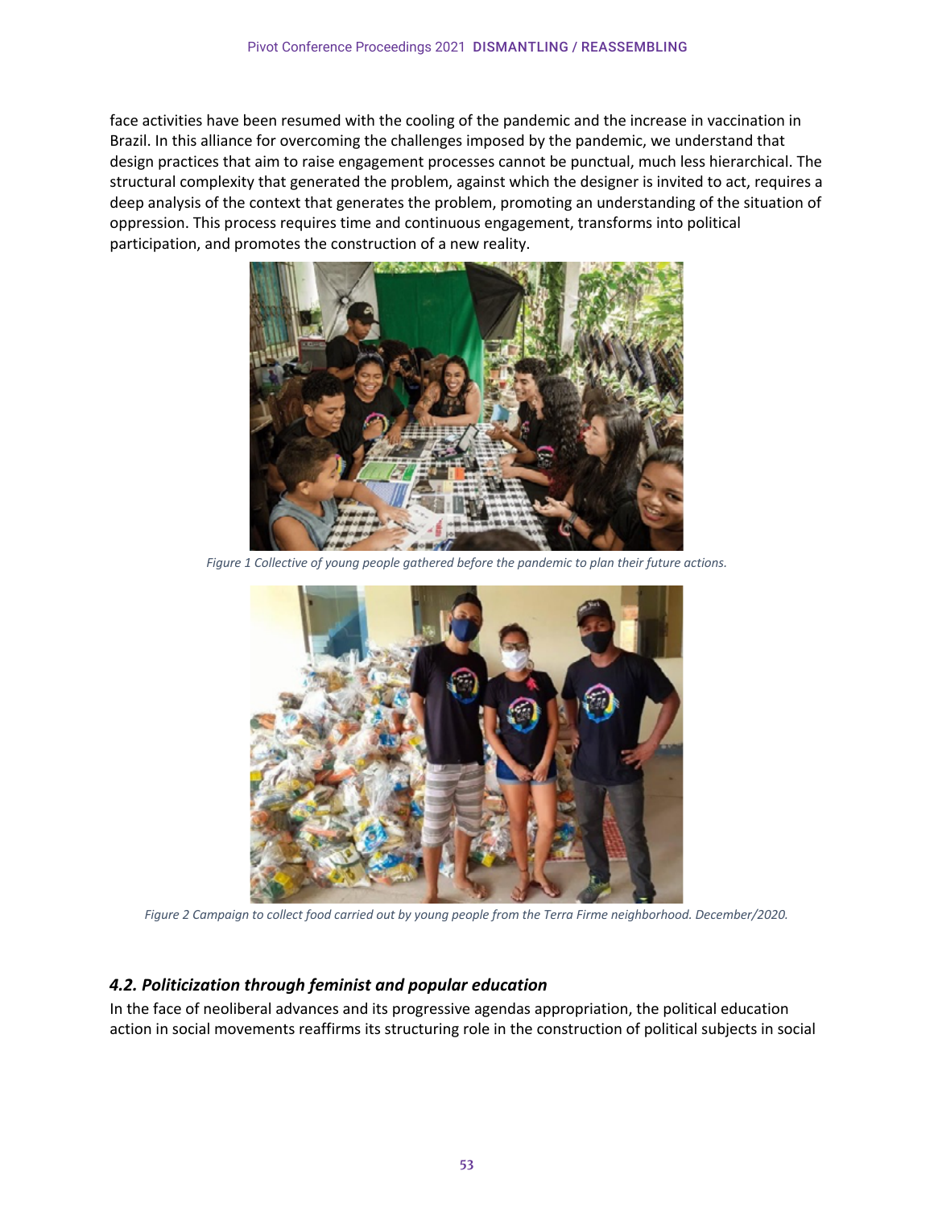face activities have been resumed with the cooling of the pandemic and the increase in vaccination in Brazil. In this alliance for overcoming the challenges imposed by the pandemic, we understand that design practices that aim to raise engagement processes cannot be punctual, much less hierarchical. The structural complexity that generated the problem, against which the designer is invited to act, requires a deep analysis of the context that generates the problem, promoting an understanding of the situation of oppression. This process requires time and continuous engagement, transforms into political participation, and promotes the construction of a new reality.

*Figure 1 Collective of young people gathered before the pandemic to plan their future actions.*

*Figure 2 Campaign to collect food carried out by young people from the Terra Firme neighborhood. December/2020.*

### *4.2. Politicization through feminist and popular education*

In the face of neoliberal advances and its progressive agendas appropriation, the political education action in social movements reaffirms its structuring role in the construction of political subjects in social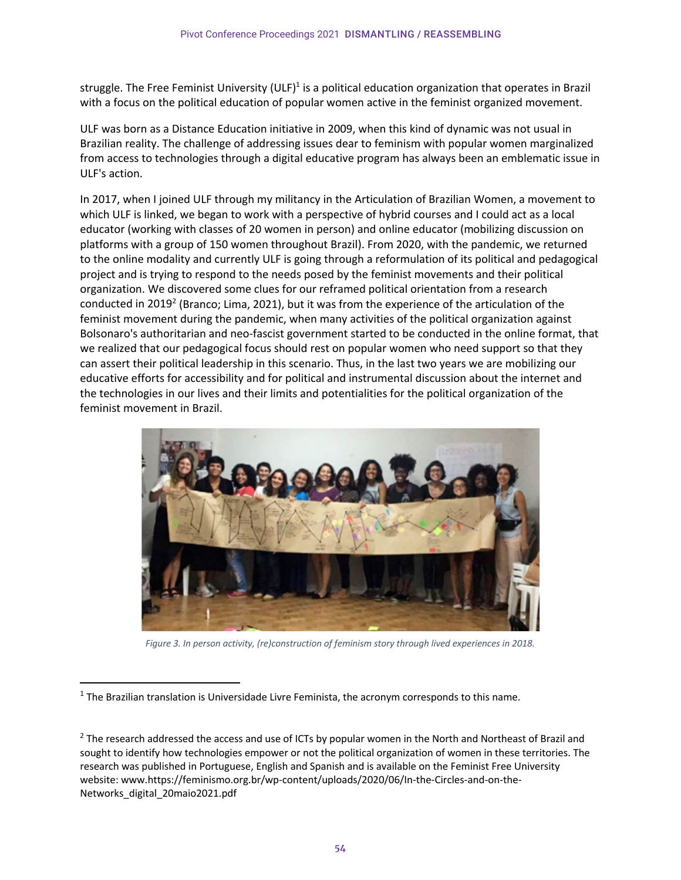struggle. The Free Feminist University (ULF)[1] is a political education organization that operates in Brazil with a focus on the political education of popular women active in the feminist organized movement.

ULF was born as a Distance Education initiative in 2009, when this kind of dynamic was not usual in Brazilian reality. The challenge of addressing issues dear to feminism with popular women marginalized from access to technologies through a digital educative program has always been an emblematic issue in ULF's action.

In 2017, when I joined ULF through my militancy in the Articulation of Brazilian Women, a movement to which ULF is linked, we began to work with a perspective of hybrid courses and I could act as a local educator (working with classes of 20 women in person) and online educator (mobilizing discussion on platforms with a group of 150 women throughout Brazil). From 2020, with the pandemic, we returned to the online modality and currently ULF is going through a reformulation of its political and pedagogical project and is trying to respond to the needs posed by the feminist movements and their political organization. We discovered some clues for our reframed political orientation from a research conducted in 2019[2] (Branco; Lima, 2021), but it was from the experience of the articulation of the feminist movement during the pandemic, when many activities of the political organization against Bolsonaro's authoritarian and neo-fascist government started to be conducted in the online format, that we realized that our pedagogical focus should rest on popular women who need support so that they can assert their political leadership in this scenario. Thus, in the last two years we are mobilizing our educative efforts for accessibility and for political and instrumental discussion about the internet and the technologies in our lives and their limits and potentialities for the political organization of the feminist movement in Brazil.

*Figure 3. In person activity, (re)construction of feminism story through lived experiences in 2018.*

[1] The Brazilian translation is Universidade Livre Feminista, the acronym corresponds to this name.

[2] The research addressed the access and use of ICTs by popular women in the North and Northeast of Brazil and sought to identify how technologies empower or not the political organization of women in these territories. The research was published in Portuguese, English and Spanish and is available on the Feminist Free University website: www.https://feminismo.org.br/wp-content/uploads/2020/06/In-the-Circles-and-on-the-Networks_digital_20maio2021.pdf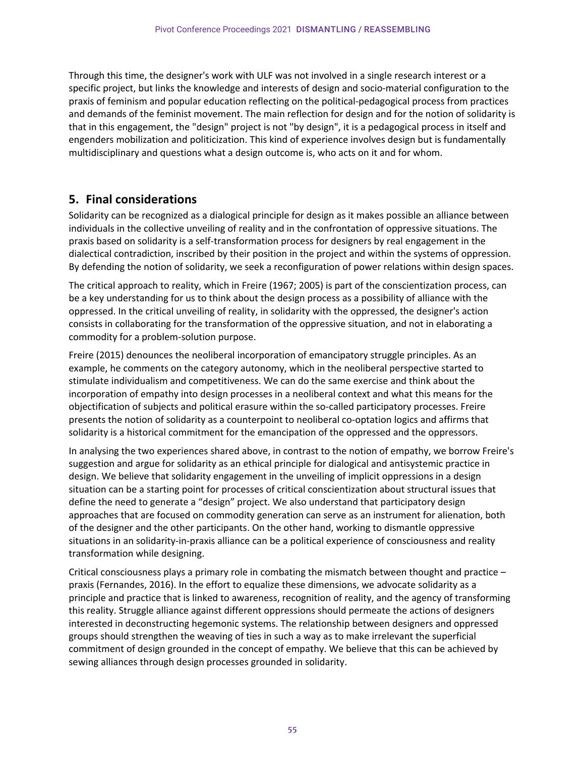Through this time, the designer's work with ULF was not involved in a single research interest or a specific project, but links the knowledge and interests of design and socio-material configuration to the praxis of feminism and popular education reflecting on the political-pedagogical process from practices and demands of the feminist movement. The main reflection for design and for the notion of solidarity is that in this engagement, the "design" project is not "by design", it is a pedagogical process in itself and engenders mobilization and politicization. This kind of experience involves design but is fundamentally multidisciplinary and questions what a design outcome is, who acts on it and for whom.

## 5. Final considerations

Solidarity can be recognized as a dialogical principle for design as it makes possible an alliance between individuals in the collective unveiling of reality and in the confrontation of oppressive situations. The praxis based on solidarity is a self-transformation process for designers by real engagement in the dialectical contradiction, inscribed by their position in the project and within the systems of oppression. By defending the notion of solidarity, we seek a reconfiguration of power relations within design spaces.

The critical approach to reality, which in Freire (1967; 2005) is part of the conscientization process, can be a key understanding for us to think about the design process as a possibility of alliance with the oppressed. In the critical unveiling of reality, in solidarity with the oppressed, the designer's action consists in collaborating for the transformation of the oppressive situation, and not in elaborating a commodity for a problem-solution purpose.

Freire (2015) denounces the neoliberal incorporation of emancipatory struggle principles. As an example, he comments on the category autonomy, which in the neoliberal perspective started to stimulate individualism and competitiveness. We can do the same exercise and think about the incorporation of empathy into design processes in a neoliberal context and what this means for the objectification of subjects and political erasure within the so-called participatory processes. Freire presents the notion of solidarity as a counterpoint to neoliberal co-optation logics and affirms that solidarity is a historical commitment for the emancipation of the oppressed and the oppressors.

In analysing the two experiences shared above, in contrast to the notion of empathy, we borrow Freire's suggestion and argue for solidarity as an ethical principle for dialogical and antisystemic practice in design. We believe that solidarity engagement in the unveiling of implicit oppressions in a design situation can be a starting point for processes of critical conscientization about structural issues that define the need to generate a "design" project. We also understand that participatory design approaches that are focused on commodity generation can serve as an instrument for alienation, both of the designer and the other participants. On the other hand, working to dismantle oppressive situations in an solidarity-in-praxis alliance can be a political experience of consciousness and reality transformation while designing.

Critical consciousness plays a primary role in combating the mismatch between thought and practice – praxis (Fernandes, 2016). In the effort to equalize these dimensions, we advocate solidarity as a principle and practice that is linked to awareness, recognition of reality, and the agency of transforming this reality. Struggle alliance against different oppressions should permeate the actions of designers interested in deconstructing hegemonic systems. The relationship between designers and oppressed groups should strengthen the weaving of ties in such a way as to make irrelevant the superficial commitment of design grounded in the concept of empathy. We believe that this can be achieved by sewing alliances through design processes grounded in solidarity.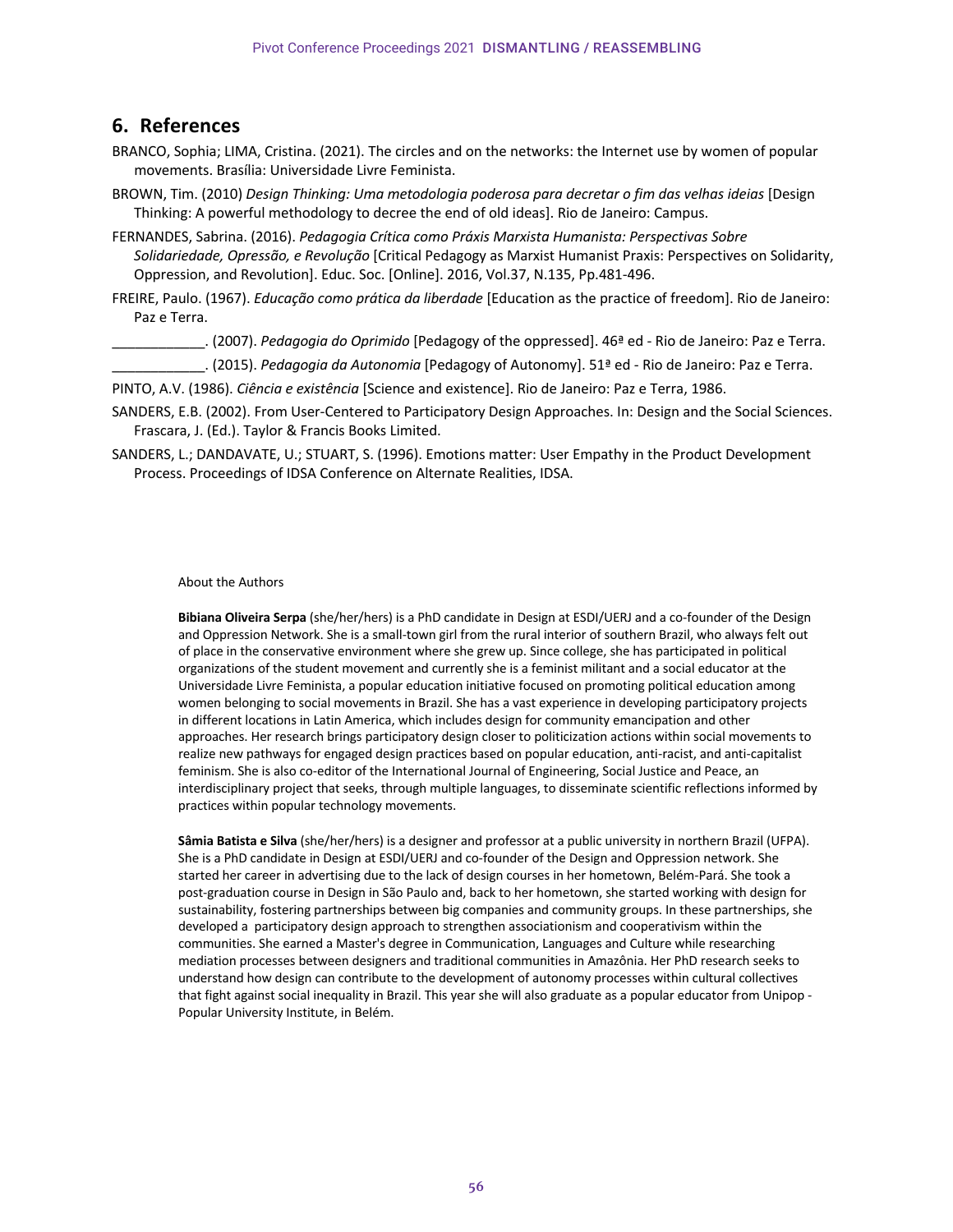## 6. References

BRANCO, Sophia; LIMA, Cristina. (2021). The circles and on the networks: the Internet use by women of popular movements. Brasília: Universidade Livre Feminista.

BROWN, Tim. (2010) *Design Thinking: Uma metodologia poderosa para decretar o fim das velhas ideias* [Design Thinking: A powerful methodology to decree the end of old ideas]. Rio de Janeiro: Campus.

FERNANDES, Sabrina. (2016). *Pedagogia Crítica como Práxis Marxista Humanista: Perspectivas Sobre Solidariedade, Opressão, e Revolução* [Critical Pedagogy as Marxist Humanist Praxis: Perspectives on Solidarity, Oppression, and Revolution]. Educ. Soc. [Online]. 2016, Vol.37, N.135, Pp.481-496.

FREIRE, Paulo. (1967). *Educação como prática da liberdade* [Education as the practice of freedom]. Rio de Janeiro: Paz e Terra.

____________. (2007). *Pedagogia do Oprimido* [Pedagogy of the oppressed]. 46ª ed - Rio de Janeiro: Paz e Terra.

____________. (2015). *Pedagogia da Autonomia* [Pedagogy of Autonomy]. 51ª ed - Rio de Janeiro: Paz e Terra.

PINTO, A.V. (1986). *Ciência e existência* [Science and existence]. Rio de Janeiro: Paz e Terra, 1986.

SANDERS, E.B. (2002). From User-Centered to Participatory Design Approaches. In: Design and the Social Sciences. Frascara, J. (Ed.). Taylor & Francis Books Limited.

SANDERS, L.; DANDAVATE, U.; STUART, S. (1996). Emotions matter: User Empathy in the Product Development Process. Proceedings of IDSA Conference on Alternate Realities, IDSA.

About the Authors

**Bibiana Oliveira Serpa** (she/her/hers) is a PhD candidate in Design at ESDI/UERJ and a co-founder of the Design and Oppression Network. She is a small-town girl from the rural interior of southern Brazil, who always felt out of place in the conservative environment where she grew up. Since college, she has participated in political organizations of the student movement and currently she is a feminist militant and a social educator at the Universidade Livre Feminista, a popular education initiative focused on promoting political education among women belonging to social movements in Brazil. She has a vast experience in developing participatory projects in different locations in Latin America, which includes design for community emancipation and other approaches. Her research brings participatory design closer to politicization actions within social movements to realize new pathways for engaged design practices based on popular education, anti-racist, and anti-capitalist feminism. She is also co-editor of the International Journal of Engineering, Social Justice and Peace, an interdisciplinary project that seeks, through multiple languages, to disseminate scientific reflections informed by practices within popular technology movements.

**Sâmia Batista e Silva** (she/her/hers) is a designer and professor at a public university in northern Brazil (UFPA). She is a PhD candidate in Design at ESDI/UERJ and co-founder of the Design and Oppression network. She started her career in advertising due to the lack of design courses in her hometown, Belém-Pará. She took a post-graduation course in Design in São Paulo and, back to her hometown, she started working with design for sustainability, fostering partnerships between big companies and community groups. In these partnerships, she developed a participatory design approach to strengthen associationism and cooperativism within the communities. She earned a Master's degree in Communication, Languages and Culture while researching mediation processes between designers and traditional communities in Amazônia. Her PhD research seeks to understand how design can contribute to the development of autonomy processes within cultural collectives that fight against social inequality in Brazil. This year she will also graduate as a popular educator from Unipop - Popular University Institute, in Belém.